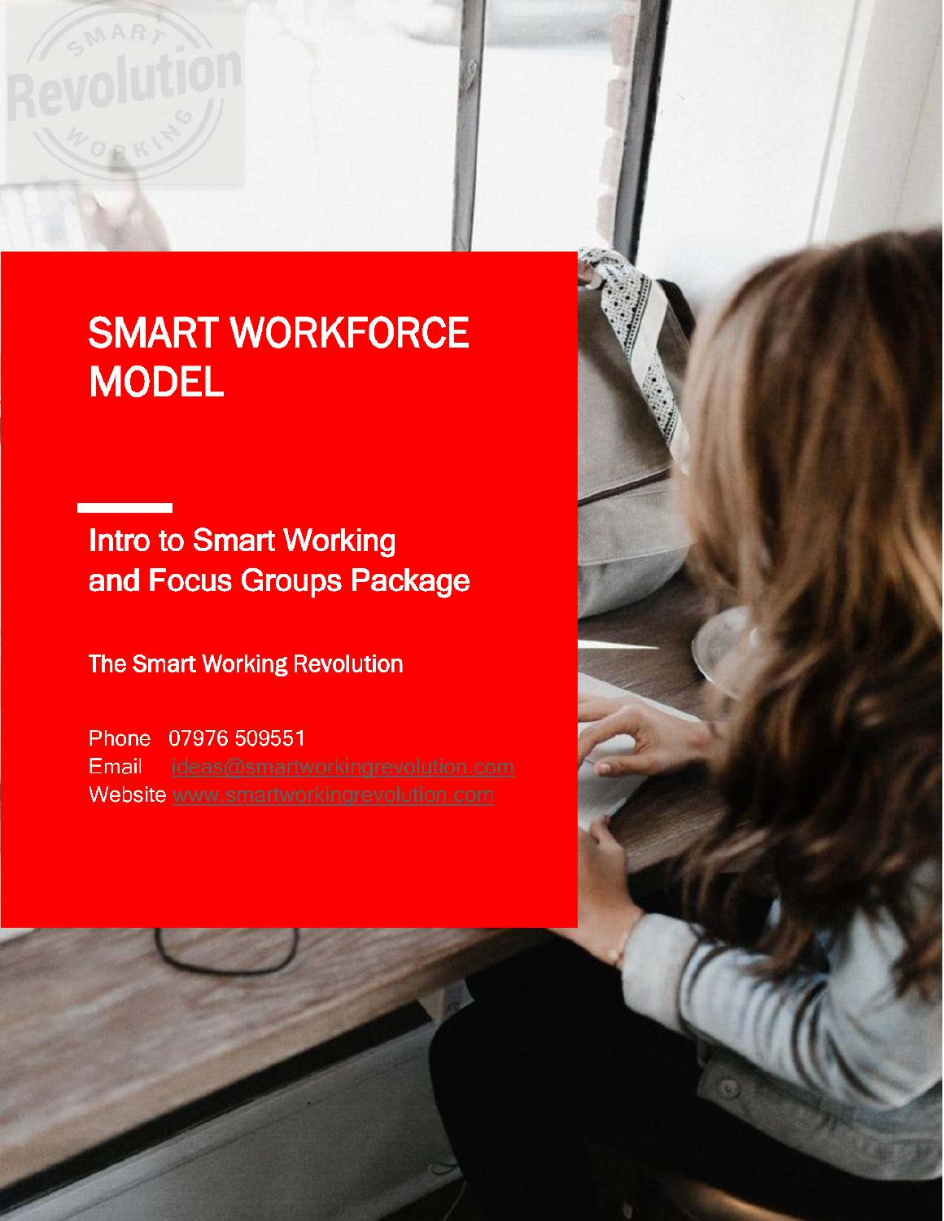# SMART WORKFORCE MODEL

## Intro to Smart Working and Focus Groups Package

The Smart Working Revolution

Phone 07976 509551
Email ideas@smartworkingrevolution.com
Website www.smartworkingrevolution.com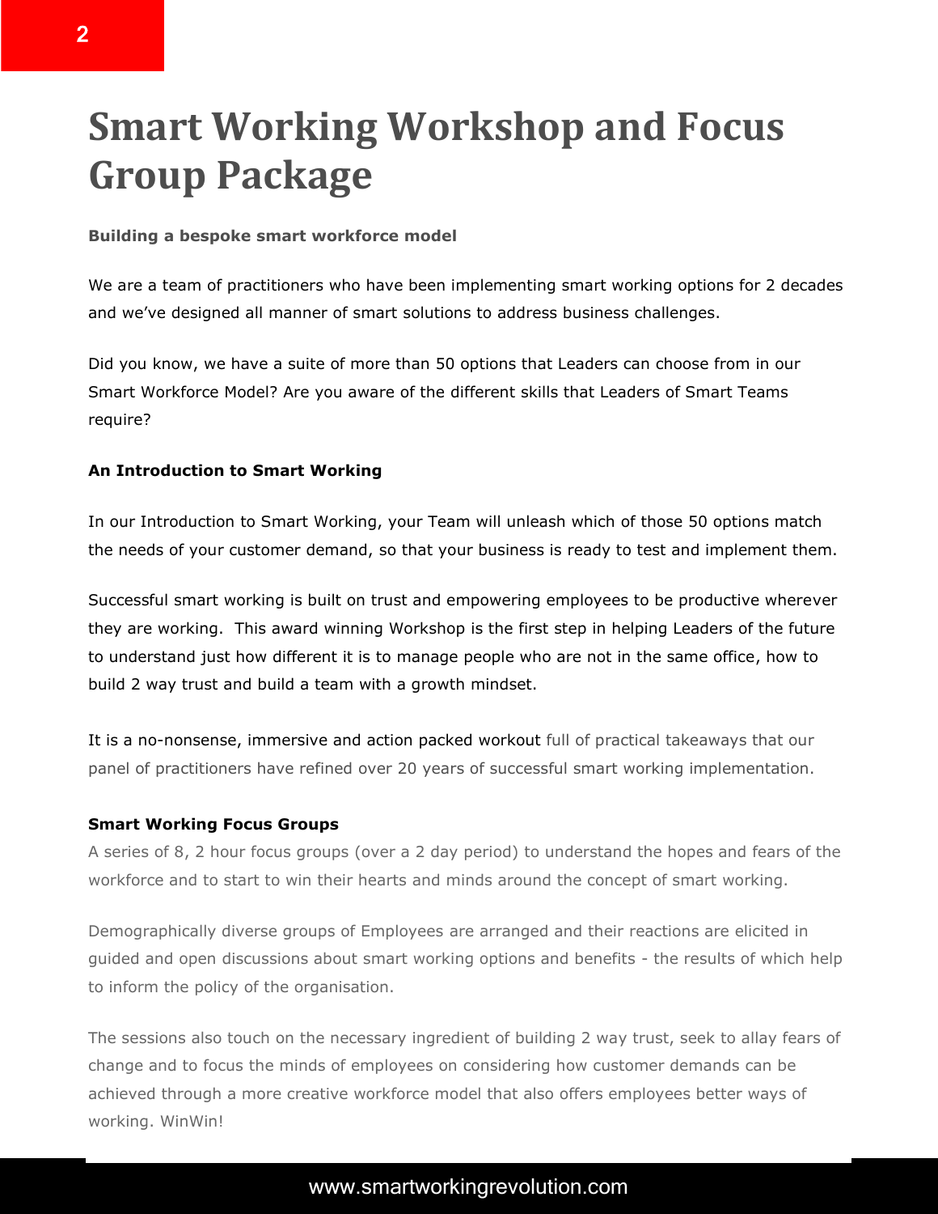# Smart Working Workshop and Focus Group Package

**Building a bespoke smart workforce model**

We are a team of practitioners who have been implementing smart working options for 2 decades and we've designed all manner of smart solutions to address business challenges.

Did you know, we have a suite of more than 50 options that Leaders can choose from in our Smart Workforce Model? Are you aware of the different skills that Leaders of Smart Teams require?

**An Introduction to Smart Working**

In our Introduction to Smart Working, your Team will unleash which of those 50 options match the needs of your customer demand, so that your business is ready to test and implement them.

Successful smart working is built on trust and empowering employees to be productive wherever they are working. This award winning Workshop is the first step in helping Leaders of the future to understand just how different it is to manage people who are not in the same office, how to build 2 way trust and build a team with a growth mindset.

It is a no-nonsense, immersive and action packed workout full of practical takeaways that our panel of practitioners have refined over 20 years of successful smart working implementation.

**Smart Working Focus Groups**

A series of 8, 2 hour focus groups (over a 2 day period) to understand the hopes and fears of the workforce and to start to win their hearts and minds around the concept of smart working.

Demographically diverse groups of Employees are arranged and their reactions are elicited in guided and open discussions about smart working options and benefits - the results of which help to inform the policy of the organisation.

The sessions also touch on the necessary ingredient of building 2 way trust, seek to allay fears of change and to focus the minds of employees on considering how customer demands can be achieved through a more creative workforce model that also offers employees better ways of working. WinWin!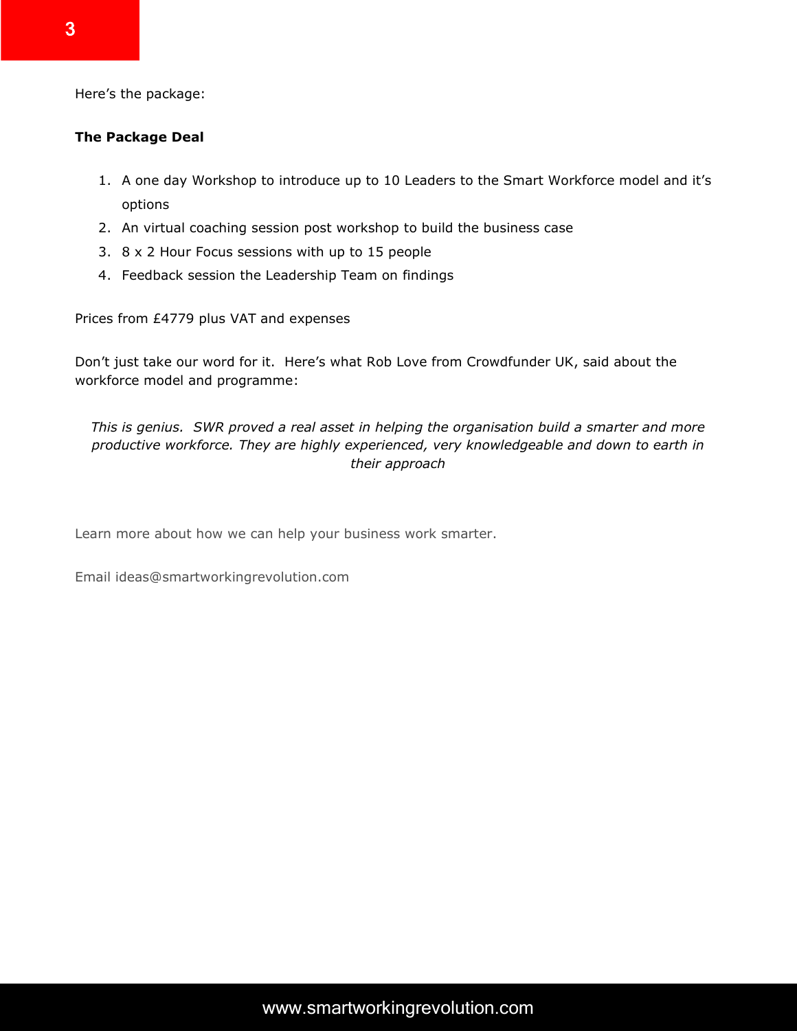Here’s the package:

**The Package Deal**

1. A one day Workshop to introduce up to 10 Leaders to the Smart Workforce model and it’s options
2. An virtual coaching session post workshop to build the business case
3. 8 x 2 Hour Focus sessions with up to 15 people
4. Feedback session the Leadership Team on findings

Prices from £4779 plus VAT and expenses

Don’t just take our word for it. Here’s what Rob Love from Crowdfunder UK, said about the workforce model and programme:

*This is genius. SWR proved a real asset in helping the organisation build a smarter and more productive workforce. They are highly experienced, very knowledgeable and down to earth in their approach*

Learn more about how we can help your business work smarter.

Email ideas@smartworkingrevolution.com